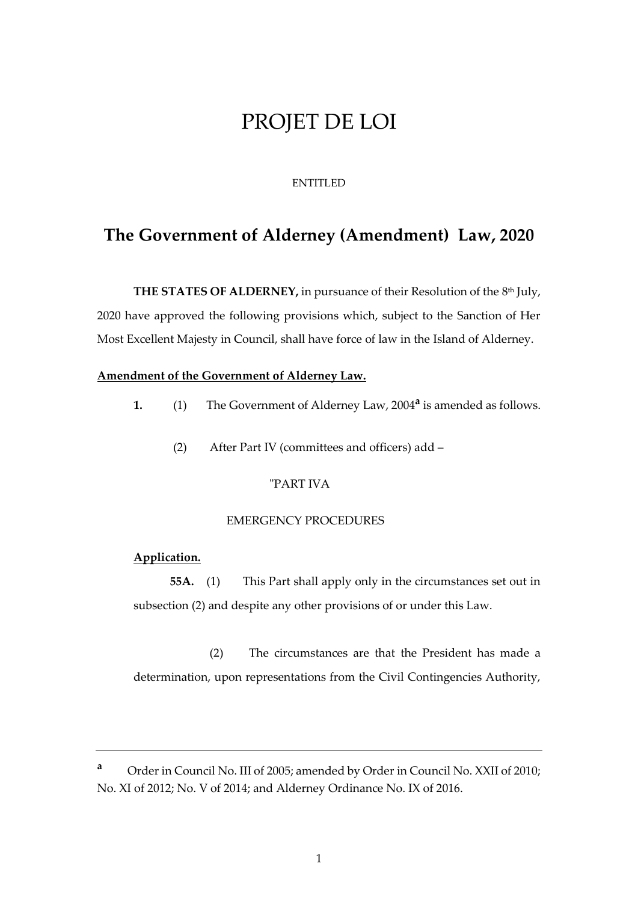# PROJET DE LOI

ENTITLED

## The Government of Alderney (Amendment) Law, 2020

**THE STATES OF ALDERNEY,** in pursuance of their Resolution of the 8th July, 2020 have approved the following provisions which, subject to the Sanction of Her Most Excellent Majesty in Council, shall have force of law in the Island of Alderney.

**Amendment of the Government of Alderney Law.**

**1.** (1) The Government of Alderney Law, 2004[a] is amended as follows.

(2) After Part IV (committees and officers) add –

"PART IVA

EMERGENCY PROCEDURES

**Application.**

**55A.** (1) This Part shall apply only in the circumstances set out in subsection (2) and despite any other provisions of or under this Law.

(2) The circumstances are that the President has made a determination, upon representations from the Civil Contingencies Authority,

---

[a] Order in Council No. III of 2005; amended by Order in Council No. XXII of 2010; No. XI of 2012; No. V of 2014; and Alderney Ordinance No. IX of 2016.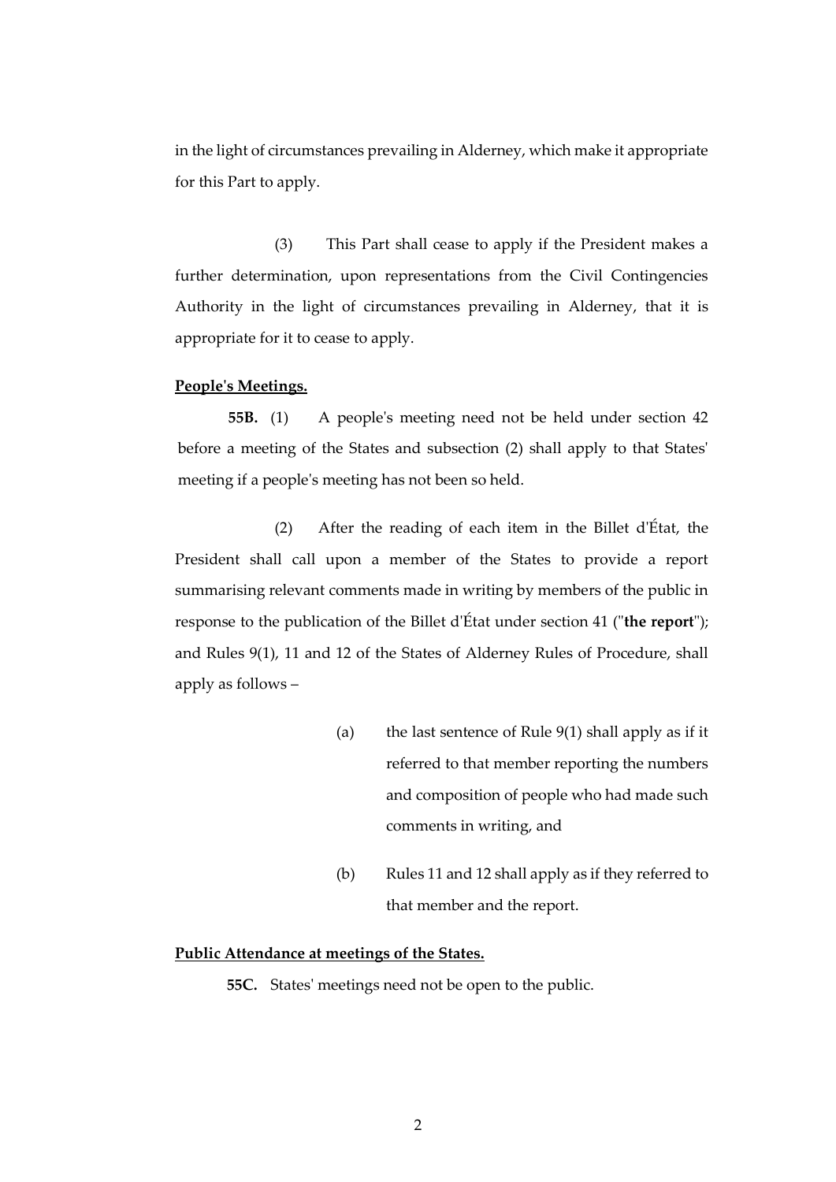in the light of circumstances prevailing in Alderney, which make it appropriate for this Part to apply.

(3) This Part shall cease to apply if the President makes a further determination, upon representations from the Civil Contingencies Authority in the light of circumstances prevailing in Alderney, that it is appropriate for it to cease to apply.

**People's Meetings.**

**55B.** (1) A people's meeting need not be held under section 42 before a meeting of the States and subsection (2) shall apply to that States' meeting if a people's meeting has not been so held.

(2) After the reading of each item in the Billet d'État, the President shall call upon a member of the States to provide a report summarising relevant comments made in writing by members of the public in response to the publication of the Billet d'État under section 41 ("**the report**"); and Rules 9(1), 11 and 12 of the States of Alderney Rules of Procedure, shall apply as follows –

(a) the last sentence of Rule 9(1) shall apply as if it referred to that member reporting the numbers and composition of people who had made such comments in writing, and

(b) Rules 11 and 12 shall apply as if they referred to that member and the report.

**Public Attendance at meetings of the States.**

**55C.** States' meetings need not be open to the public.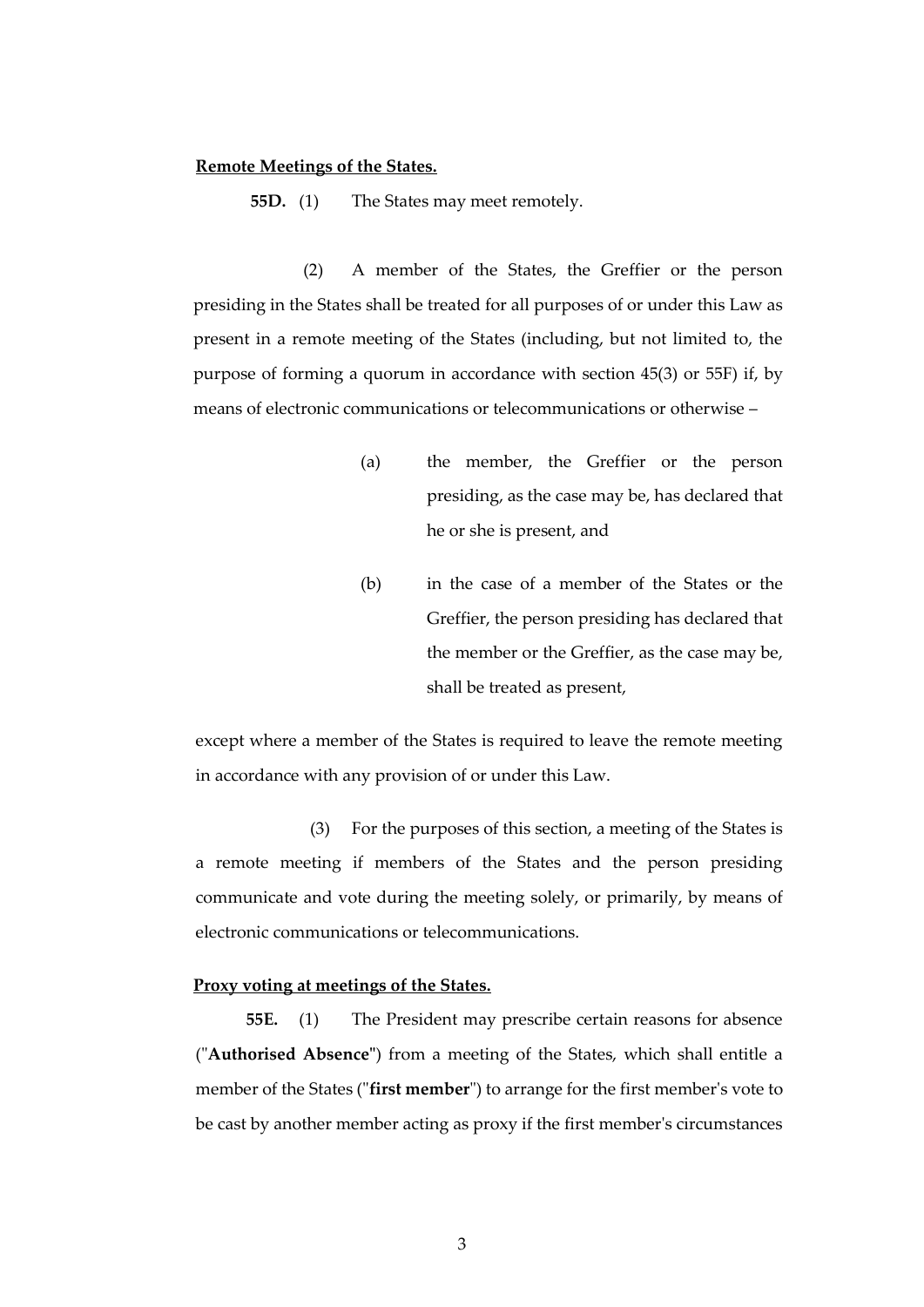**Remote Meetings of the States.**

**55D.** (1) The States may meet remotely.

(2) A member of the States, the Greffier or the person presiding in the States shall be treated for all purposes of or under this Law as present in a remote meeting of the States (including, but not limited to, the purpose of forming a quorum in accordance with section 45(3) or 55F) if, by means of electronic communications or telecommunications or otherwise –

(a) the member, the Greffier or the person presiding, as the case may be, has declared that he or she is present, and

(b) in the case of a member of the States or the Greffier, the person presiding has declared that the member or the Greffier, as the case may be, shall be treated as present,

except where a member of the States is required to leave the remote meeting in accordance with any provision of or under this Law.

(3) For the purposes of this section, a meeting of the States is a remote meeting if members of the States and the person presiding communicate and vote during the meeting solely, or primarily, by means of electronic communications or telecommunications.

**Proxy voting at meetings of the States.**

**55E.** (1) The President may prescribe certain reasons for absence ("**Authorised Absence**") from a meeting of the States, which shall entitle a member of the States ("**first member**") to arrange for the first member's vote to be cast by another member acting as proxy if the first member's circumstances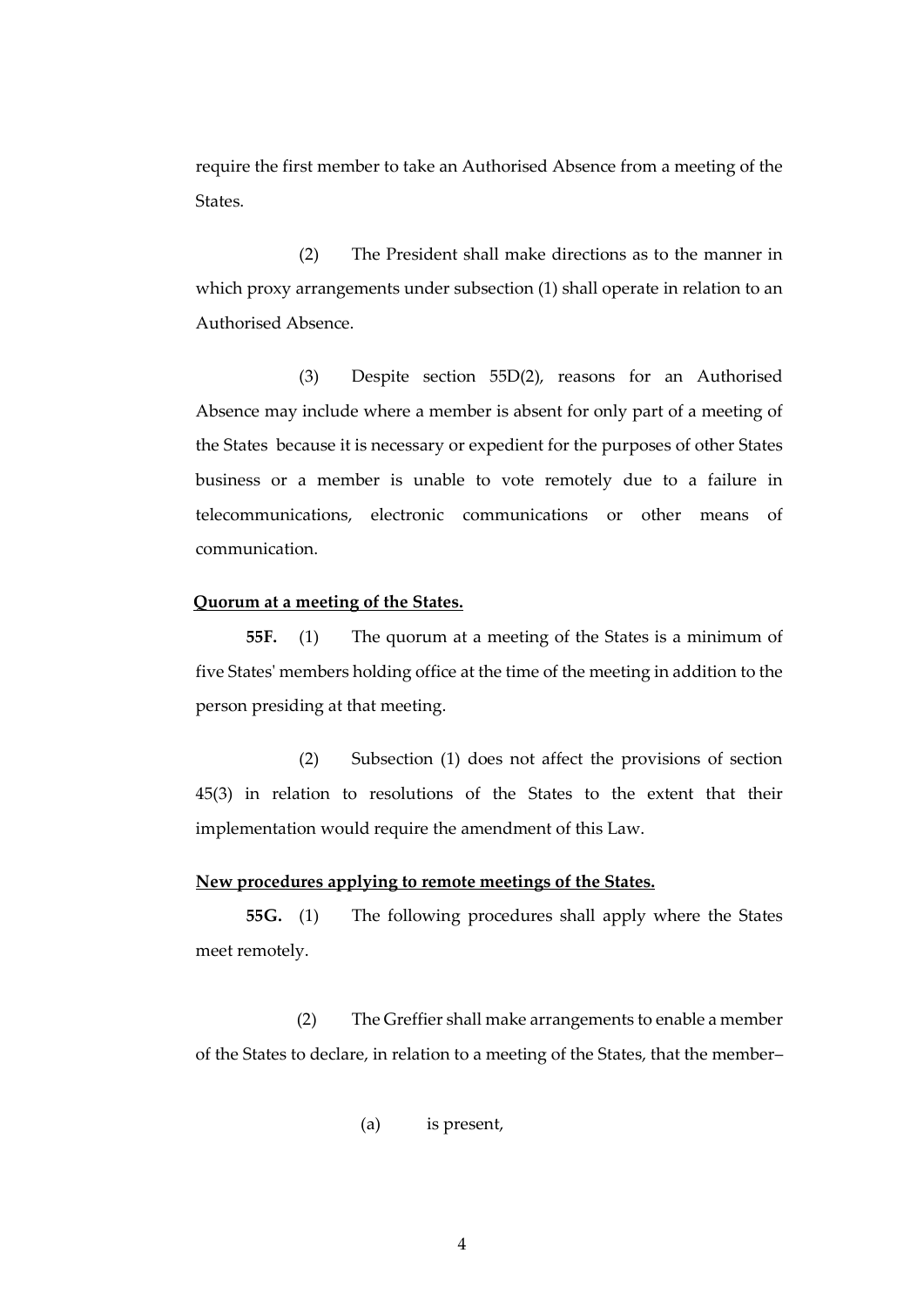require the first member to take an Authorised Absence from a meeting of the States.

(2) The President shall make directions as to the manner in which proxy arrangements under subsection (1) shall operate in relation to an Authorised Absence.

(3) Despite section 55D(2), reasons for an Authorised Absence may include where a member is absent for only part of a meeting of the States because it is necessary or expedient for the purposes of other States business or a member is unable to vote remotely due to a failure in telecommunications, electronic communications or other means of communication.

**Quorum at a meeting of the States.**

**55F.** (1) The quorum at a meeting of the States is a minimum of five States' members holding office at the time of the meeting in addition to the person presiding at that meeting.

(2) Subsection (1) does not affect the provisions of section 45(3) in relation to resolutions of the States to the extent that their implementation would require the amendment of this Law.

**New procedures applying to remote meetings of the States.**

**55G.** (1) The following procedures shall apply where the States meet remotely.

(2) The Greffier shall make arrangements to enable a member of the States to declare, in relation to a meeting of the States, that the member–

(a) is present,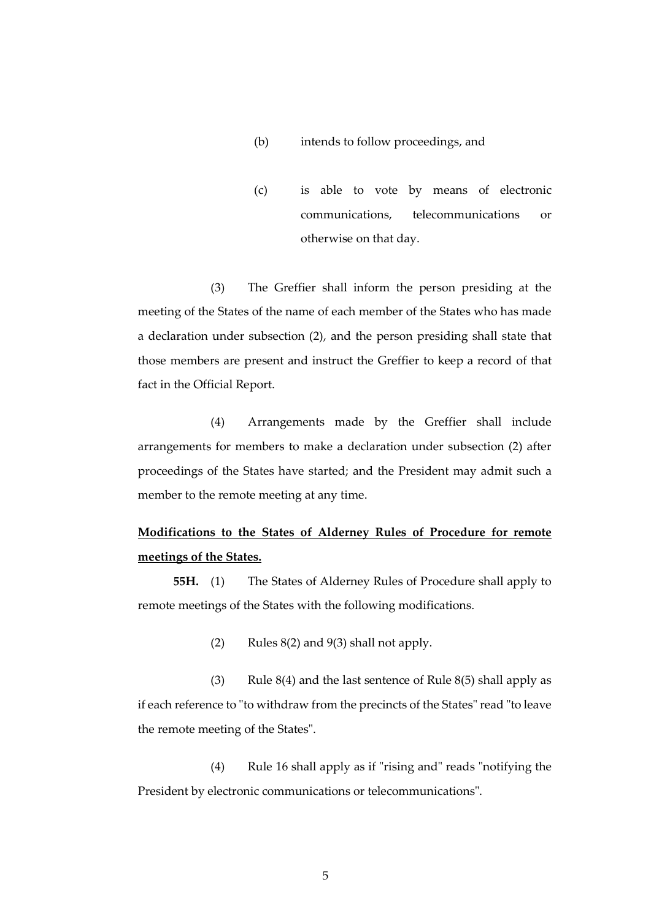(b) intends to follow proceedings, and

(c) is able to vote by means of electronic communications, telecommunications or otherwise on that day.

(3) The Greffier shall inform the person presiding at the meeting of the States of the name of each member of the States who has made a declaration under subsection (2), and the person presiding shall state that those members are present and instruct the Greffier to keep a record of that fact in the Official Report.

(4) Arrangements made by the Greffier shall include arrangements for members to make a declaration under subsection (2) after proceedings of the States have started; and the President may admit such a member to the remote meeting at any time.

**Modifications to the States of Alderney Rules of Procedure for remote meetings of the States.**

**55H.** (1) The States of Alderney Rules of Procedure shall apply to remote meetings of the States with the following modifications.

(2) Rules 8(2) and 9(3) shall not apply.

(3) Rule 8(4) and the last sentence of Rule 8(5) shall apply as if each reference to "to withdraw from the precincts of the States" read "to leave the remote meeting of the States".

(4) Rule 16 shall apply as if "rising and" reads "notifying the President by electronic communications or telecommunications".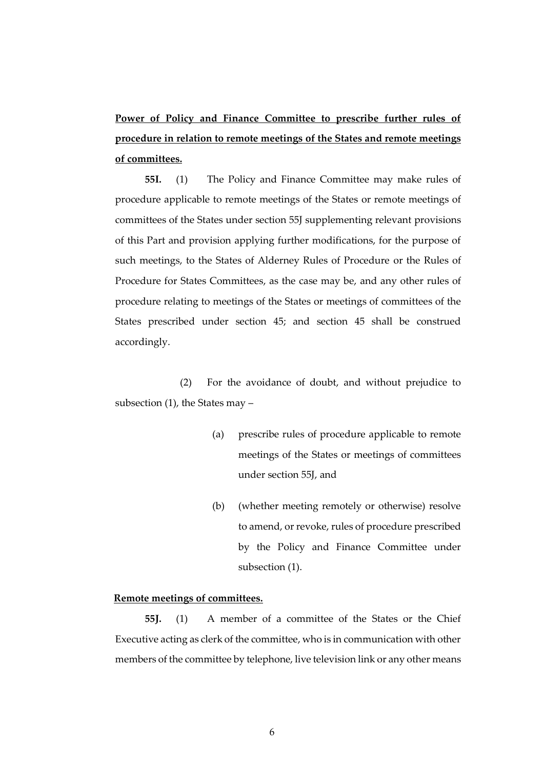**Power of Policy and Finance Committee to prescribe further rules of procedure in relation to remote meetings of the States and remote meetings of committees.**

**55I.** (1) The Policy and Finance Committee may make rules of procedure applicable to remote meetings of the States or remote meetings of committees of the States under section 55J supplementing relevant provisions of this Part and provision applying further modifications, for the purpose of such meetings, to the States of Alderney Rules of Procedure or the Rules of Procedure for States Committees, as the case may be, and any other rules of procedure relating to meetings of the States or meetings of committees of the States prescribed under section 45; and section 45 shall be construed accordingly.

(2) For the avoidance of doubt, and without prejudice to subsection (1), the States may –

(a) prescribe rules of procedure applicable to remote meetings of the States or meetings of committees under section 55J, and

(b) (whether meeting remotely or otherwise) resolve to amend, or revoke, rules of procedure prescribed by the Policy and Finance Committee under subsection (1).

**Remote meetings of committees.**

**55J.** (1) A member of a committee of the States or the Chief Executive acting as clerk of the committee, who is in communication with other members of the committee by telephone, live television link or any other means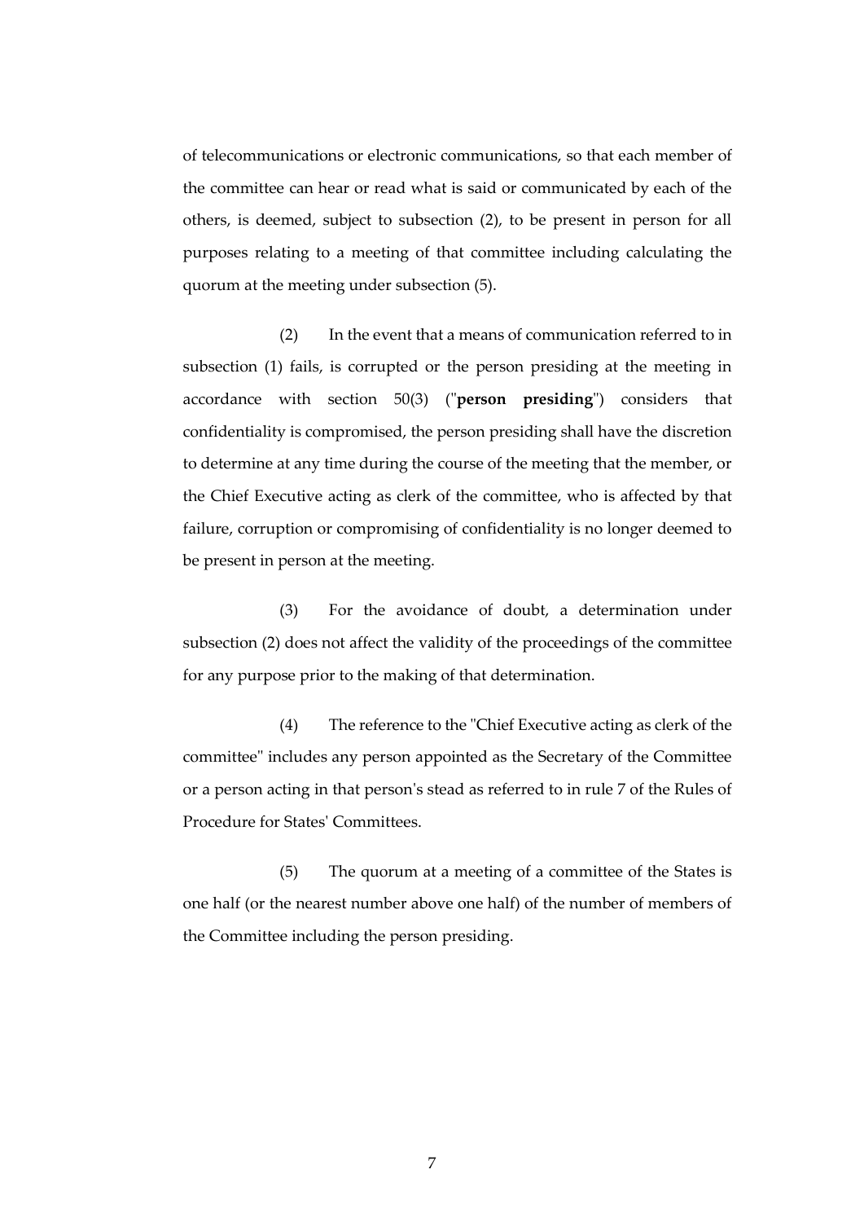of telecommunications or electronic communications, so that each member of the committee can hear or read what is said or communicated by each of the others, is deemed, subject to subsection (2), to be present in person for all purposes relating to a meeting of that committee including calculating the quorum at the meeting under subsection (5).

(2) In the event that a means of communication referred to in subsection (1) fails, is corrupted or the person presiding at the meeting in accordance with section 50(3) ("**person presiding**") considers that confidentiality is compromised, the person presiding shall have the discretion to determine at any time during the course of the meeting that the member, or the Chief Executive acting as clerk of the committee, who is affected by that failure, corruption or compromising of confidentiality is no longer deemed to be present in person at the meeting.

(3) For the avoidance of doubt, a determination under subsection (2) does not affect the validity of the proceedings of the committee for any purpose prior to the making of that determination.

(4) The reference to the "Chief Executive acting as clerk of the committee" includes any person appointed as the Secretary of the Committee or a person acting in that person's stead as referred to in rule 7 of the Rules of Procedure for States' Committees.

(5) The quorum at a meeting of a committee of the States is one half (or the nearest number above one half) of the number of members of the Committee including the person presiding.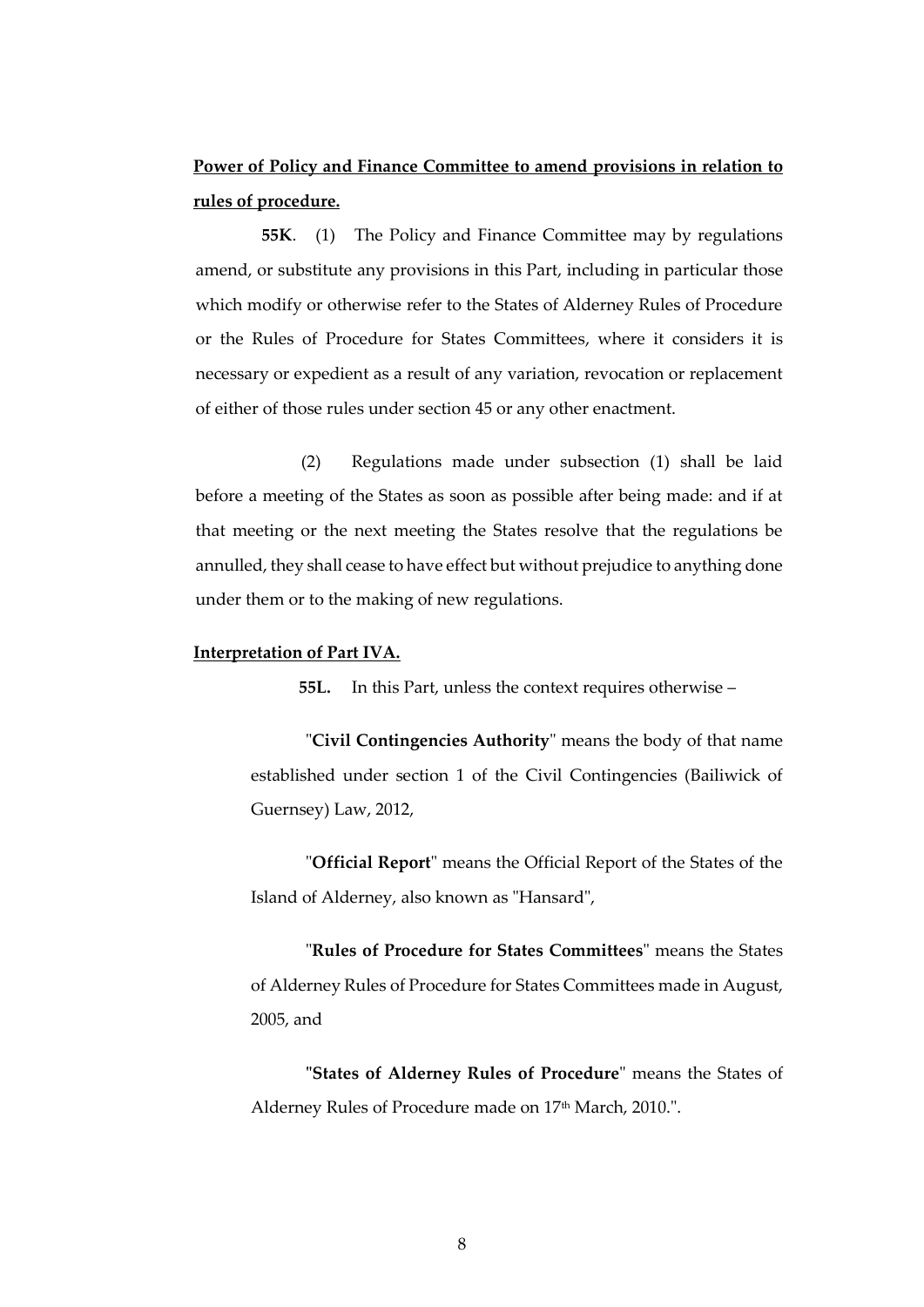**Power of Policy and Finance Committee to amend provisions in relation to rules of procedure.**

**55K**. (1) The Policy and Finance Committee may by regulations amend, or substitute any provisions in this Part, including in particular those which modify or otherwise refer to the States of Alderney Rules of Procedure or the Rules of Procedure for States Committees, where it considers it is necessary or expedient as a result of any variation, revocation or replacement of either of those rules under section 45 or any other enactment.

(2) Regulations made under subsection (1) shall be laid before a meeting of the States as soon as possible after being made: and if at that meeting or the next meeting the States resolve that the regulations be annulled, they shall cease to have effect but without prejudice to anything done under them or to the making of new regulations.

**Interpretation of Part IVA.**

**55L.** In this Part, unless the context requires otherwise –

"**Civil Contingencies Authority**" means the body of that name established under section 1 of the Civil Contingencies (Bailiwick of Guernsey) Law, 2012,

"**Official Report**" means the Official Report of the States of the Island of Alderney, also known as "Hansard",

"**Rules of Procedure for States Committees**" means the States of Alderney Rules of Procedure for States Committees made in August, 2005, and

"**States of Alderney Rules of Procedure**" means the States of Alderney Rules of Procedure made on 17th March, 2010.".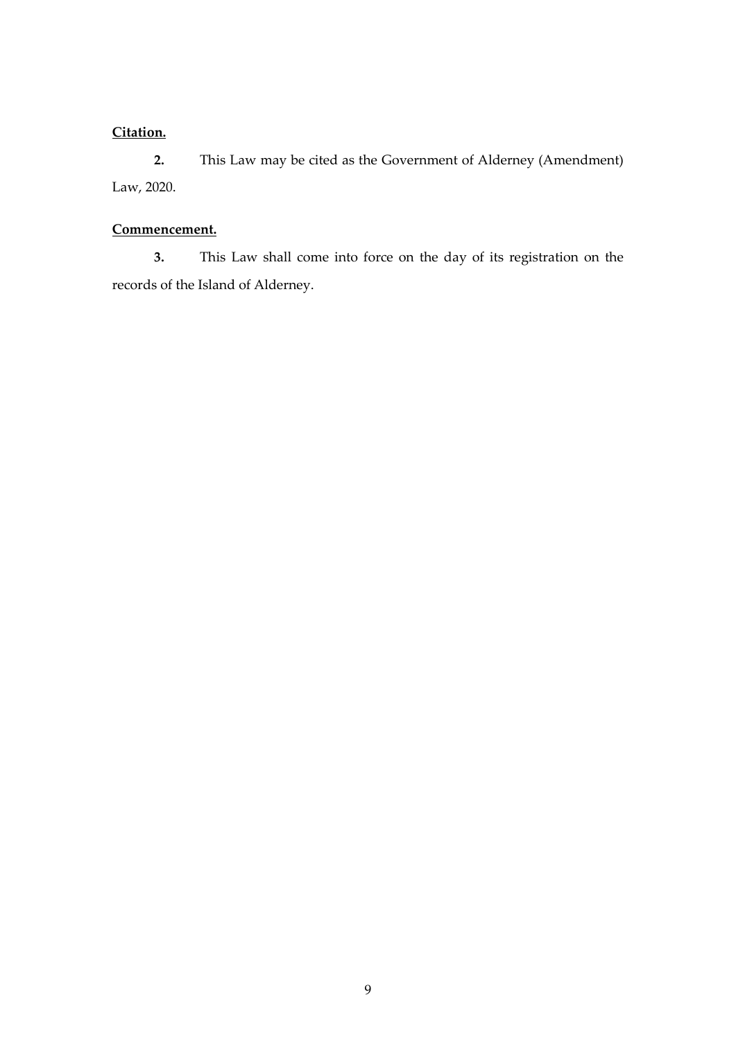**Citation.**

**2.** This Law may be cited as the Government of Alderney (Amendment) Law, 2020.

**Commencement.**

**3.** This Law shall come into force on the day of its registration on the records of the Island of Alderney.